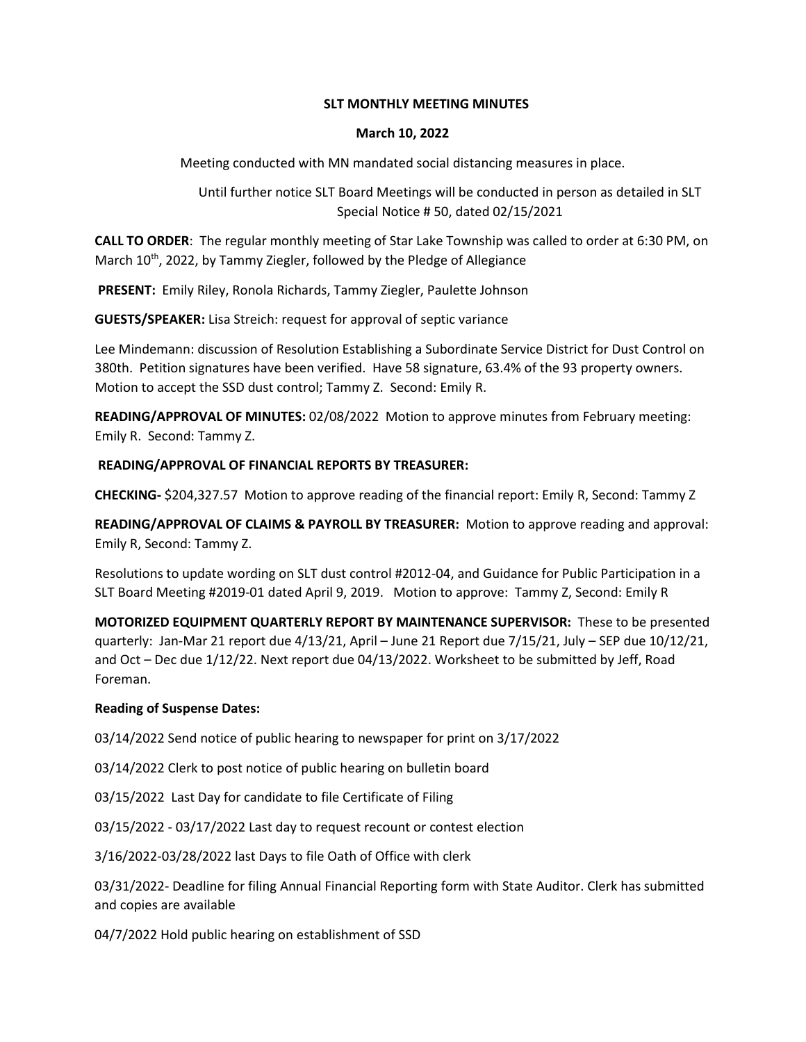**SLT MONTHLY MEETING MINUTES**

**March 10, 2022**

Meeting conducted with MN mandated social distancing measures in place.

Until further notice SLT Board Meetings will be conducted in person as detailed in SLT Special Notice # 50, dated 02/15/2021

**CALL TO ORDER**: The regular monthly meeting of Star Lake Township was called to order at 6:30 PM, on March 10th, 2022, by Tammy Ziegler, followed by the Pledge of Allegiance

**PRESENT:** Emily Riley, Ronola Richards, Tammy Ziegler, Paulette Johnson

**GUESTS/SPEAKER:** Lisa Streich: request for approval of septic variance

Lee Mindemann: discussion of Resolution Establishing a Subordinate Service District for Dust Control on 380th. Petition signatures have been verified. Have 58 signature, 63.4% of the 93 property owners. Motion to accept the SSD dust control; Tammy Z. Second: Emily R.

**READING/APPROVAL OF MINUTES:** 02/08/2022 Motion to approve minutes from February meeting: Emily R. Second: Tammy Z.

**READING/APPROVAL OF FINANCIAL REPORTS BY TREASURER:**

**CHECKING-** $204,327.57 Motion to approve reading of the financial report: Emily R, Second: Tammy Z

**READING/APPROVAL OF CLAIMS & PAYROLL BY TREASURER:** Motion to approve reading and approval: Emily R, Second: Tammy Z.

Resolutions to update wording on SLT dust control #2012-04, and Guidance for Public Participation in a SLT Board Meeting #2019-01 dated April 9, 2019. Motion to approve: Tammy Z, Second: Emily R

**MOTORIZED EQUIPMENT QUARTERLY REPORT BY MAINTENANCE SUPERVISOR:** These to be presented quarterly: Jan-Mar 21 report due 4/13/21, April – June 21 Report due 7/15/21, July – SEP due 10/12/21, and Oct – Dec due 1/12/22. Next report due 04/13/2022. Worksheet to be submitted by Jeff, Road Foreman.

**Reading of Suspense Dates:**

03/14/2022 Send notice of public hearing to newspaper for print on 3/17/2022

03/14/2022 Clerk to post notice of public hearing on bulletin board

03/15/2022 Last Day for candidate to file Certificate of Filing

03/15/2022 - 03/17/2022 Last day to request recount or contest election

3/16/2022-03/28/2022 last Days to file Oath of Office with clerk

03/31/2022- Deadline for filing Annual Financial Reporting form with State Auditor. Clerk has submitted and copies are available

04/7/2022 Hold public hearing on establishment of SSD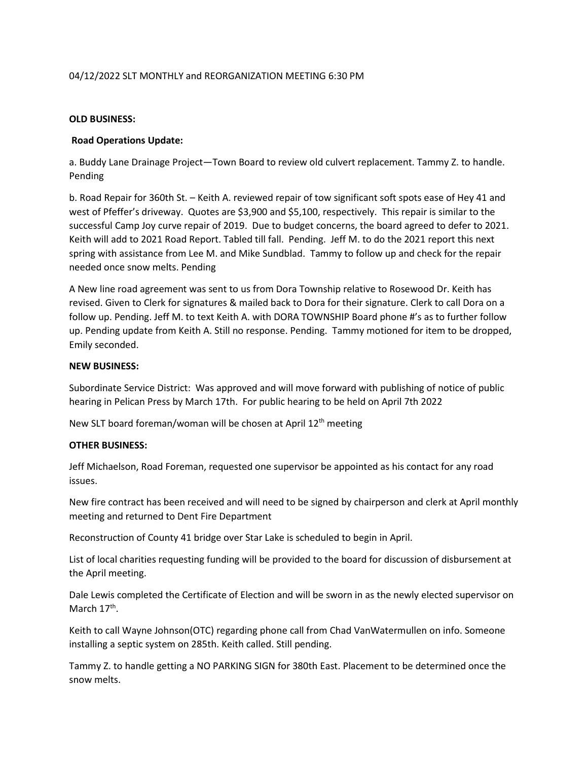04/12/2022 SLT MONTHLY and REORGANIZATION MEETING 6:30 PM

**OLD BUSINESS:**

**Road Operations Update:**

a. Buddy Lane Drainage Project—Town Board to review old culvert replacement. Tammy Z. to handle. Pending

b. Road Repair for 360th St. – Keith A. reviewed repair of tow significant soft spots ease of Hey 41 and west of Pfeffer's driveway. Quotes are $3,900 and $5,100, respectively. This repair is similar to the successful Camp Joy curve repair of 2019. Due to budget concerns, the board agreed to defer to 2021. Keith will add to 2021 Road Report. Tabled till fall. Pending. Jeff M. to do the 2021 report this next spring with assistance from Lee M. and Mike Sundblad. Tammy to follow up and check for the repair needed once snow melts. Pending

A New line road agreement was sent to us from Dora Township relative to Rosewood Dr. Keith has revised. Given to Clerk for signatures & mailed back to Dora for their signature. Clerk to call Dora on a follow up. Pending. Jeff M. to text Keith A. with DORA TOWNSHIP Board phone #'s as to further follow up. Pending update from Keith A. Still no response. Pending. Tammy motioned for item to be dropped, Emily seconded.

**NEW BUSINESS:**

Subordinate Service District: Was approved and will move forward with publishing of notice of public hearing in Pelican Press by March 17th. For public hearing to be held on April 7th 2022

New SLT board foreman/woman will be chosen at April 12th meeting

**OTHER BUSINESS:**

Jeff Michaelson, Road Foreman, requested one supervisor be appointed as his contact for any road issues.

New fire contract has been received and will need to be signed by chairperson and clerk at April monthly meeting and returned to Dent Fire Department

Reconstruction of County 41 bridge over Star Lake is scheduled to begin in April.

List of local charities requesting funding will be provided to the board for discussion of disbursement at the April meeting.

Dale Lewis completed the Certificate of Election and will be sworn in as the newly elected supervisor on March 17th.

Keith to call Wayne Johnson(OTC) regarding phone call from Chad VanWatermullen on info. Someone installing a septic system on 285th. Keith called. Still pending.

Tammy Z. to handle getting a NO PARKING SIGN for 380th East. Placement to be determined once the snow melts.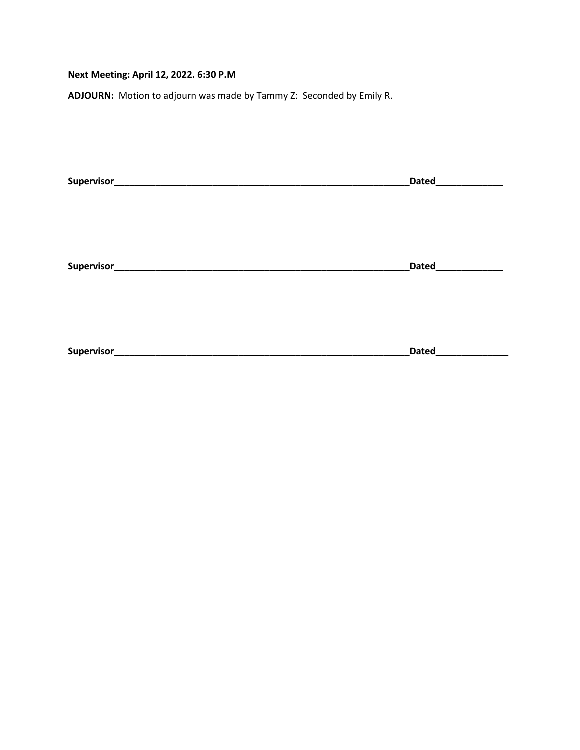**Next Meeting: April 12, 2022. 6:30 P.M**

**ADJOURN:** Motion to adjourn was made by Tammy Z: Seconded by Emily R.

**Supervisor\_\_\_\_\_\_\_\_\_\_\_\_\_\_\_\_\_\_\_\_\_\_\_\_\_\_\_\_\_\_\_\_\_\_\_\_\_\_\_\_\_\_\_\_\_\_\_\_\_\_\_\_\_\_\_\_\_\_\_\_Dated\_\_\_\_\_\_\_\_\_\_\_\_\_**

**Supervisor\_\_\_\_\_\_\_\_\_\_\_\_\_\_\_\_\_\_\_\_\_\_\_\_\_\_\_\_\_\_\_\_\_\_\_\_\_\_\_\_\_\_\_\_\_\_\_\_\_\_\_\_\_\_\_\_\_\_\_\_Dated\_\_\_\_\_\_\_\_\_\_\_\_\_**

**Supervisor\_\_\_\_\_\_\_\_\_\_\_\_\_\_\_\_\_\_\_\_\_\_\_\_\_\_\_\_\_\_\_\_\_\_\_\_\_\_\_\_\_\_\_\_\_\_\_\_\_\_\_\_\_\_\_\_\_\_\_\_Dated\_\_\_\_\_\_\_\_\_\_\_\_\_\_**